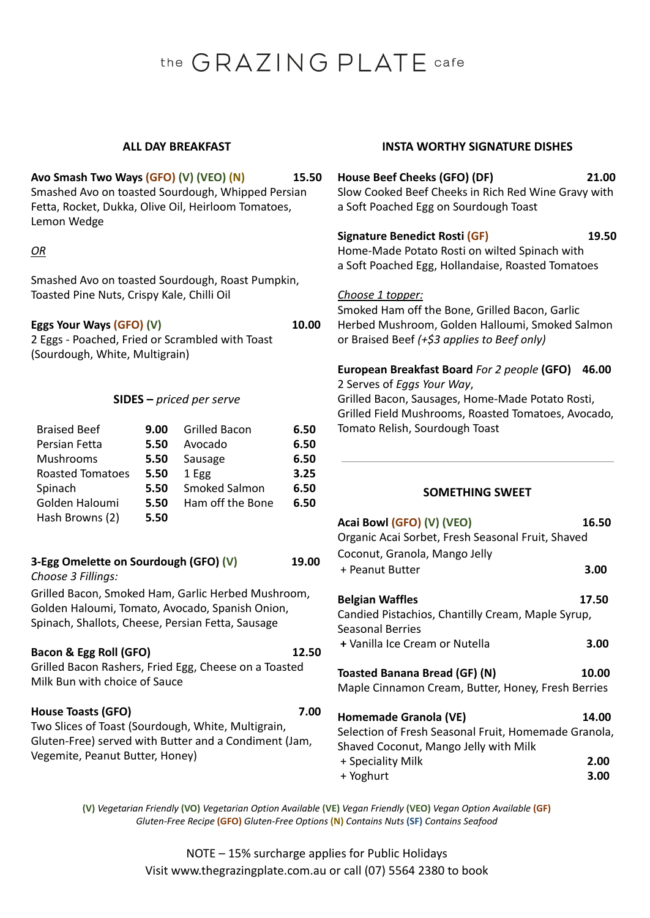# the GRAZING PLATE cafe

## ALL DAY BREAKFAST

**Avo Smash Two Ways (GFO) (V) (VEO) (N)** **15.50**
Smashed Avo on toasted Sourdough, Whipped Persian Fetta, Rocket, Dukka, Olive Oil, Heirloom Tomatoes, Lemon Wedge

*OR*

Smashed Avo on toasted Sourdough, Roast Pumpkin, Toasted Pine Nuts, Crispy Kale, Chilli Oil

**Eggs Your Ways (GFO) (V)** **10.00**
2 Eggs - Poached, Fried or Scrambled with Toast (Sourdough, White, Multigrain)

### SIDES – *priced per serve*

| | | | |
|---|---|---|---|
| Braised Beef | **9.00** | Grilled Bacon | **6.50** |
| Persian Fetta | **5.50** | Avocado | **6.50** |
| Mushrooms | **5.50** | Sausage | **6.50** |
| Roasted Tomatoes | **5.50** | 1 Egg | **3.25** |
| Spinach | **5.50** | Smoked Salmon | **6.50** |
| Golden Haloumi | **5.50** | Ham off the Bone | **6.50** |
| Hash Browns (2) | **5.50** | | |

**3-Egg Omelette on Sourdough (GFO) (V)** **19.00**
*Choose 3 Fillings:*
Grilled Bacon, Smoked Ham, Garlic Herbed Mushroom, Golden Haloumi, Tomato, Avocado, Spanish Onion, Spinach, Shallots, Cheese, Persian Fetta, Sausage

**Bacon & Egg Roll (GFO)** **12.50**
Grilled Bacon Rashers, Fried Egg, Cheese on a Toasted Milk Bun with choice of Sauce

**House Toasts (GFO)** **7.00**
Two Slices of Toast (Sourdough, White, Multigrain, Gluten-Free) served with Butter and a Condiment (Jam, Vegemite, Peanut Butter, Honey)

## INSTA WORTHY SIGNATURE DISHES

**House Beef Cheeks (GFO) (DF)** **21.00**
Slow Cooked Beef Cheeks in Rich Red Wine Gravy with a Soft Poached Egg on Sourdough Toast

**Signature Benedict Rosti (GF)** **19.50**
Home-Made Potato Rosti on wilted Spinach with a Soft Poached Egg, Hollandaise, Roasted Tomatoes

*Choose 1 topper:*
Smoked Ham off the Bone, Grilled Bacon, Garlic Herbed Mushroom, Golden Halloumi, Smoked Salmon or Braised Beef *(+$3 applies to Beef only)*

**European Breakfast Board** *For 2 people* **(GFO)** **46.00**
2 Serves of *Eggs Your Way*,
Grilled Bacon, Sausages, Home-Made Potato Rosti, Grilled Field Mushrooms, Roasted Tomatoes, Avocado, Tomato Relish, Sourdough Toast

---

## SOMETHING SWEET

**Acai Bowl (GFO) (V) (VEO)** **16.50**
Organic Acai Sorbet, Fresh Seasonal Fruit, Shaved Coconut, Granola, Mango Jelly
+ Peanut Butter **3.00**

**Belgian Waffles** **17.50**
Candied Pistachios, Chantilly Cream, Maple Syrup, Seasonal Berries
+ Vanilla Ice Cream or Nutella **3.00**

**Toasted Banana Bread (GF) (N)** **10.00**
Maple Cinnamon Cream, Butter, Honey, Fresh Berries

**Homemade Granola (VE)** **14.00**
Selection of Fresh Seasonal Fruit, Homemade Granola, Shaved Coconut, Mango Jelly with Milk
+ Speciality Milk **2.00**
+ Yoghurt **3.00**

**(V)** *Vegetarian Friendly* **(VO)** *Vegetarian Option Available* **(VE)** *Vegan Friendly* **(VEO)** *Vegan Option Available* **(GF)** *Gluten-Free Recipe* **(GFO)** *Gluten-Free Options* **(N)** *Contains Nuts* **(SF)** *Contains Seafood*

NOTE – 15% surcharge applies for Public Holidays
Visit www.thegrazingplate.com.au or call (07) 5564 2380 to book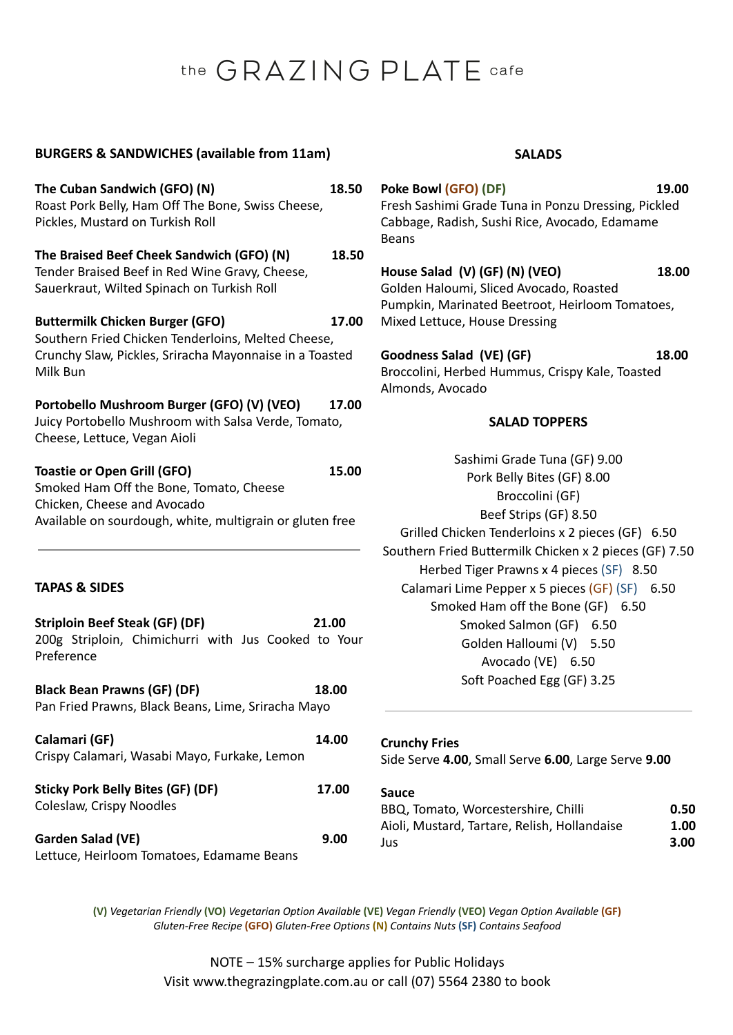# the GRAZING PLATE cafe

## BURGERS & SANDWICHES (available from 11am)

**The Cuban Sandwich (GFO) (N)** — **18.50**
Roast Pork Belly, Ham Off The Bone, Swiss Cheese, Pickles, Mustard on Turkish Roll

**The Braised Beef Cheek Sandwich (GFO) (N)** — **18.50**
Tender Braised Beef in Red Wine Gravy, Cheese, Sauerkraut, Wilted Spinach on Turkish Roll

**Buttermilk Chicken Burger (GFO)** — **17.00**
Southern Fried Chicken Tenderloins, Melted Cheese, Crunchy Slaw, Pickles, Sriracha Mayonnaise in a Toasted Milk Bun

**Portobello Mushroom Burger (GFO) (V) (VEO)** — **17.00**
Juicy Portobello Mushroom with Salsa Verde, Tomato, Cheese, Lettuce, Vegan Aioli

**Toastie or Open Grill (GFO)** — **15.00**
Smoked Ham Off the Bone, Tomato, Cheese
Chicken, Cheese and Avocado
Available on sourdough, white, multigrain or gluten free

---

## TAPAS & SIDES

**Striploin Beef Steak (GF) (DF)** — **21.00**
200g Striploin, Chimichurri with Jus Cooked to Your Preference

**Black Bean Prawns (GF) (DF)** — **18.00**
Pan Fried Prawns, Black Beans, Lime, Sriracha Mayo

**Calamari (GF)** — **14.00**
Crispy Calamari, Wasabi Mayo, Furkake, Lemon

**Sticky Pork Belly Bites (GF) (DF)** — **17.00**
Coleslaw, Crispy Noodles

**Garden Salad (VE)** — **9.00**
Lettuce, Heirloom Tomatoes, Edamame Beans

## SALADS

**Poke Bowl (GFO) (DF)** — **19.00**
Fresh Sashimi Grade Tuna in Ponzu Dressing, Pickled Cabbage, Radish, Sushi Rice, Avocado, Edamame Beans

**House Salad (V) (GF) (N) (VEO)** — **18.00**
Golden Haloumi, Sliced Avocado, Roasted Pumpkin, Marinated Beetroot, Heirloom Tomatoes, Mixed Lettuce, House Dressing

**Goodness Salad (VE) (GF)** — **18.00**
Broccolini, Herbed Hummus, Crispy Kale, Toasted Almonds, Avocado

### SALAD TOPPERS

Sashimi Grade Tuna (GF) 9.00
Pork Belly Bites (GF) 8.00
Broccolini (GF)
Beef Strips (GF) 8.50
Grilled Chicken Tenderloins x 2 pieces (GF) 6.50
Southern Fried Buttermilk Chicken x 2 pieces (GF) 7.50
Herbed Tiger Prawns x 4 pieces (SF) 8.50
Calamari Lime Pepper x 5 pieces (GF) (SF) 6.50
Smoked Ham off the Bone (GF) 6.50
Smoked Salmon (GF) 6.50
Golden Halloumi (V) 5.50
Avocado (VE) 6.50
Soft Poached Egg (GF) 3.25

---

**Crunchy Fries**
Side Serve **4.00**, Small Serve **6.00**, Large Serve **9.00**

**Sauce**

| | |
|---|---|
| BBQ, Tomato, Worcestershire, Chilli | **0.50** |
| Aioli, Mustard, Tartare, Relish, Hollandaise | **1.00** |
| Jus | **3.00** |

**(V)** *Vegetarian Friendly* **(VO)** *Vegetarian Option Available* **(VE)** *Vegan Friendly* **(VEO)** *Vegan Option Available* **(GF)** *Gluten-Free Recipe* **(GFO)** *Gluten-Free Options* **(N)** *Contains Nuts* **(SF)** *Contains Seafood*

NOTE – 15% surcharge applies for Public Holidays
Visit www.thegrazingplate.com.au or call (07) 5564 2380 to book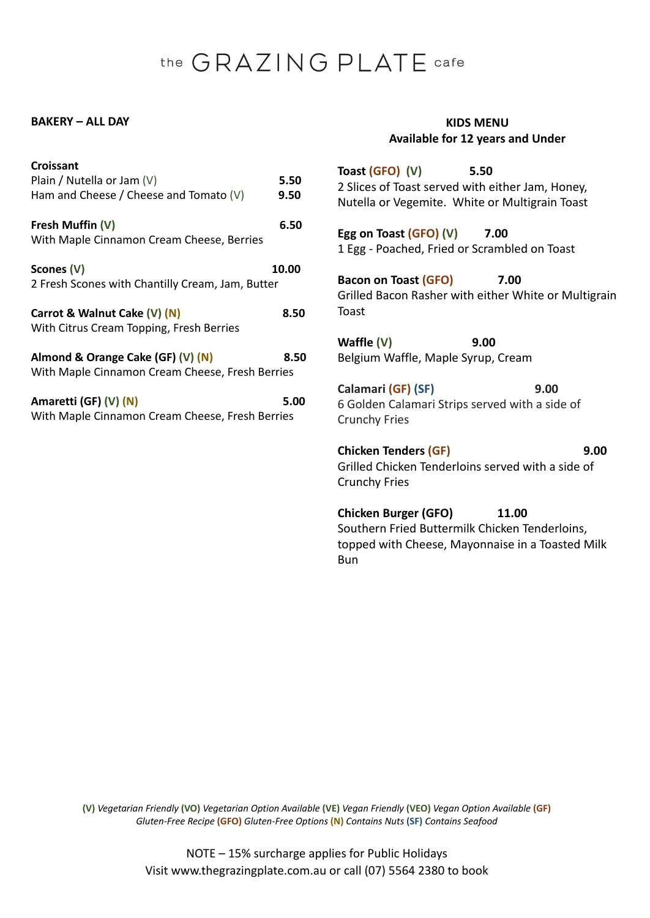# the GRAZING PLATE cafe

## BAKERY – ALL DAY

**Croissant**
Plain / Nutella or Jam (V) **5.50**
Ham and Cheese / Cheese and Tomato (V) **9.50**

**Fresh Muffin (V)** **6.50**
With Maple Cinnamon Cream Cheese, Berries

**Scones (V)** **10.00**
2 Fresh Scones with Chantilly Cream, Jam, Butter

**Carrot & Walnut Cake (V) (N)** **8.50**
With Citrus Cream Topping, Fresh Berries

**Almond & Orange Cake (GF) (V) (N)** **8.50**
With Maple Cinnamon Cream Cheese, Fresh Berries

**Amaretti (GF) (V) (N)** **5.00**
With Maple Cinnamon Cream Cheese, Fresh Berries

## KIDS MENU
**Available for 12 years and Under**

**Toast (GFO) (V)** **5.50**
2 Slices of Toast served with either Jam, Honey, Nutella or Vegemite. White or Multigrain Toast

**Egg on Toast (GFO) (V)** **7.00**
1 Egg - Poached, Fried or Scrambled on Toast

**Bacon on Toast (GFO)** **7.00**
Grilled Bacon Rasher with either White or Multigrain Toast

**Waffle (V)** **9.00**
Belgium Waffle, Maple Syrup, Cream

**Calamari (GF) (SF)** **9.00**
6 Golden Calamari Strips served with a side of Crunchy Fries

**Chicken Tenders (GF)** **9.00**
Grilled Chicken Tenderloins served with a side of Crunchy Fries

**Chicken Burger (GFO)** **11.00**
Southern Fried Buttermilk Chicken Tenderloins, topped with Cheese, Mayonnaise in a Toasted Milk Bun

**(V)** *Vegetarian Friendly* **(VO)** *Vegetarian Option Available* **(VE)** *Vegan Friendly* **(VEO)** *Vegan Option Available* **(GF)** *Gluten-Free Recipe* **(GFO)** *Gluten-Free Options* **(N)** *Contains Nuts* **(SF)** *Contains Seafood*

NOTE – 15% surcharge applies for Public Holidays
Visit www.thegrazingplate.com.au or call (07) 5564 2380 to book